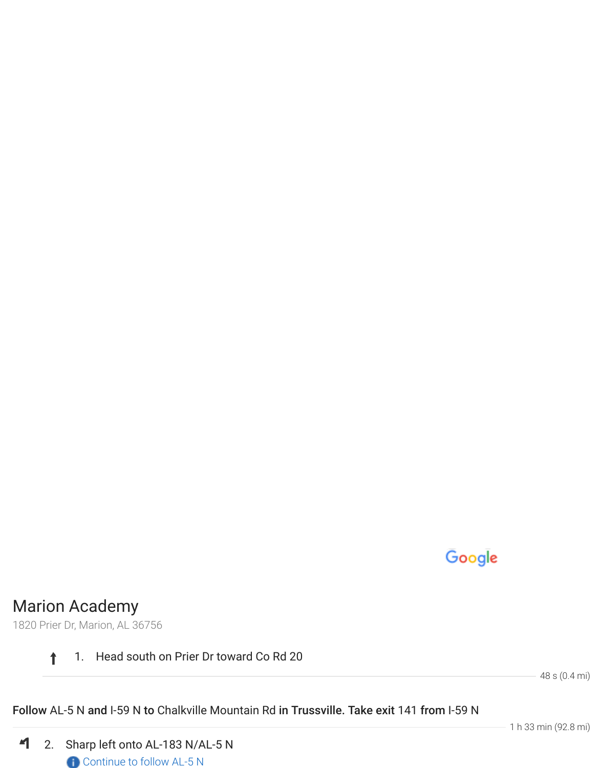# Marion Academy

1820 Prier Dr, Marion, AL 36756

1. Head south on Prier Dr toward Co Rd 20

48 s (0.4 mi)

**Follow** AL-5 N **and** I-59 N **to** Chalkville Mountain Rd **in Trussville. Take exit** 141 **from** I-59 N

1 h 33 min (92.8 mi)

2. Sharp left onto AL-183 N/AL-5 N

   Continue to follow AL-5 N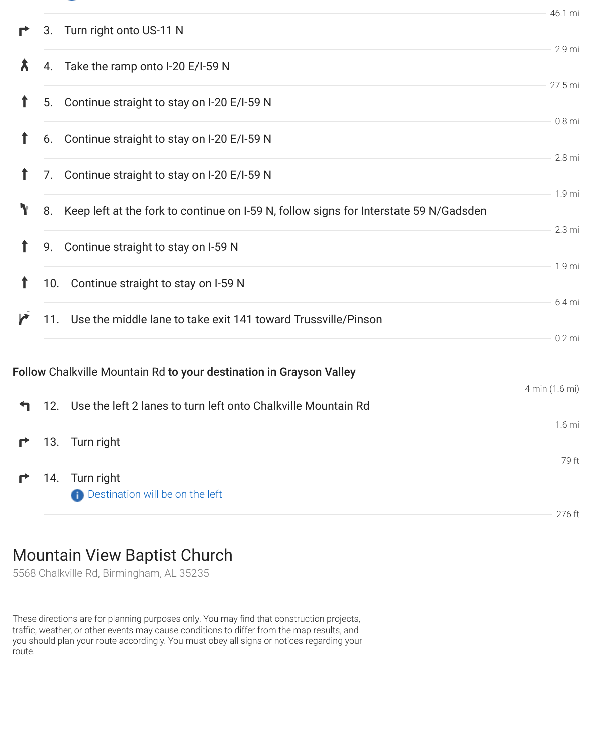46.1 mi

3. Turn right onto US-11 N

2.9 mi

4. Take the ramp onto I-20 E/I-59 N

27.5 mi

5. Continue straight to stay on I-20 E/I-59 N

0.8 mi

6. Continue straight to stay on I-20 E/I-59 N

2.8 mi

7. Continue straight to stay on I-20 E/I-59 N

1.9 mi

8. Keep left at the fork to continue on I-59 N, follow signs for Interstate 59 N/Gadsden

2.3 mi

9. Continue straight to stay on I-59 N

1.9 mi

10. Continue straight to stay on I-59 N

6.4 mi

11. Use the middle lane to take exit 141 toward Trussville/Pinson

0.2 mi

**Follow** Chalkville Mountain Rd **to your destination in Grayson Valley**

4 min (1.6 mi)

12. Use the left 2 lanes to turn left onto Chalkville Mountain Rd

1.6 mi

13. Turn right

79 ft

14. Turn right
   Destination will be on the left

276 ft

## Mountain View Baptist Church

5568 Chalkville Rd, Birmingham, AL 35235

These directions are for planning purposes only. You may find that construction projects, traffic, weather, or other events may cause conditions to differ from the map results, and you should plan your route accordingly. You must obey all signs or notices regarding your route.